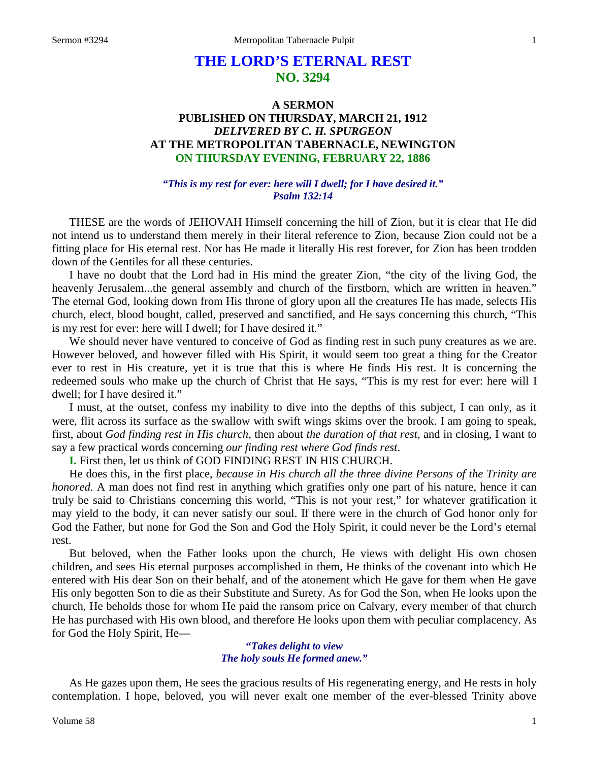# THE LORD'S ETERNAL REST
## NO. 3294

### A SERMON
### PUBLISHED ON THURSDAY, MARCH 21, 1912
### *DELIVERED BY C. H. SPURGEON*
### AT THE METROPOLITAN TABERNACLE, NEWINGTON
### ON THURSDAY EVENING, FEBRUARY 22, 1886

*"This is my rest for ever: here will I dwell; for I have desired it."*
*Psalm 132:14*

THESE are the words of JEHOVAH Himself concerning the hill of Zion, but it is clear that He did not intend us to understand them merely in their literal reference to Zion, because Zion could not be a fitting place for His eternal rest. Nor has He made it literally His rest forever, for Zion has been trodden down of the Gentiles for all these centuries.

I have no doubt that the Lord had in His mind the greater Zion, "the city of the living God, the heavenly Jerusalem...the general assembly and church of the firstborn, which are written in heaven." The eternal God, looking down from His throne of glory upon all the creatures He has made, selects His church, elect, blood bought, called, preserved and sanctified, and He says concerning this church, "This is my rest for ever: here will I dwell; for I have desired it."

We should never have ventured to conceive of God as finding rest in such puny creatures as we are. However beloved, and however filled with His Spirit, it would seem too great a thing for the Creator ever to rest in His creature, yet it is true that this is where He finds His rest. It is concerning the redeemed souls who make up the church of Christ that He says, "This is my rest for ever: here will I dwell; for I have desired it."

I must, at the outset, confess my inability to dive into the depths of this subject, I can only, as it were, flit across its surface as the swallow with swift wings skims over the brook. I am going to speak, first, about *God finding rest in His church,* then about *the duration of that rest*, and in closing, I want to say a few practical words concerning *our finding rest where God finds rest*.

**I.** First then, let us think of GOD FINDING REST IN HIS CHURCH.

He does this, in the first place, *because in His church all the three divine Persons of the Trinity are honored*. A man does not find rest in anything which gratifies only one part of his nature, hence it can truly be said to Christians concerning this world, "This is not your rest," for whatever gratification it may yield to the body, it can never satisfy our soul. If there were in the church of God honor only for God the Father, but none for God the Son and God the Holy Spirit, it could never be the Lord's eternal rest.

But beloved, when the Father looks upon the church, He views with delight His own chosen children, and sees His eternal purposes accomplished in them, He thinks of the covenant into which He entered with His dear Son on their behalf, and of the atonement which He gave for them when He gave His only begotten Son to die as their Substitute and Surety. As for God the Son, when He looks upon the church, He beholds those for whom He paid the ransom price on Calvary, every member of that church He has purchased with His own blood, and therefore He looks upon them with peculiar complacency. As for God the Holy Spirit, He—

*"Takes delight to view*
*The holy souls He formed anew."*

As He gazes upon them, He sees the gracious results of His regenerating energy, and He rests in holy contemplation. I hope, beloved, you will never exalt one member of the ever-blessed Trinity above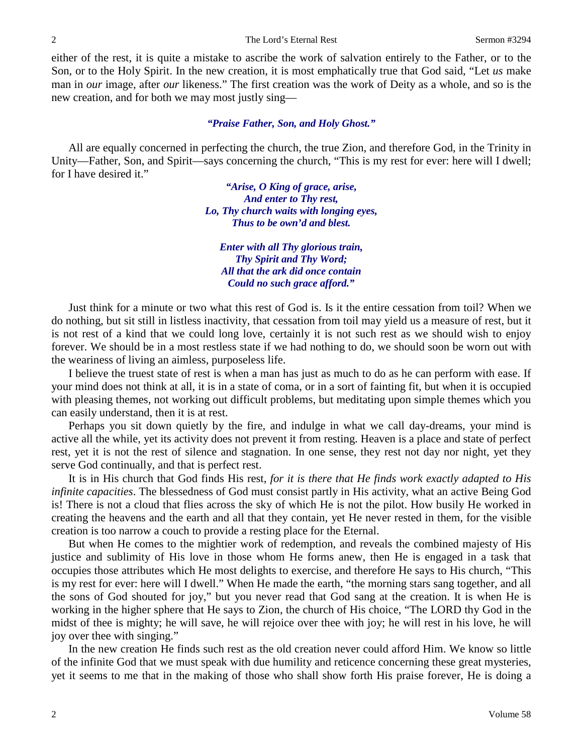either of the rest, it is quite a mistake to ascribe the work of salvation entirely to the Father, or to the Son, or to the Holy Spirit. In the new creation, it is most emphatically true that God said, "Let *us* make man in *our* image, after *our* likeness." The first creation was the work of Deity as a whole, and so is the new creation, and for both we may most justly sing—

***"Praise Father, Son, and Holy Ghost."***

All are equally concerned in perfecting the church, the true Zion, and therefore God, in the Trinity in Unity—Father, Son, and Spirit—says concerning the church, "This is my rest for ever: here will I dwell; for I have desired it."

***"Arise, O King of grace, arise,***
***And enter to Thy rest,***
***Lo, Thy church waits with longing eyes,***
***Thus to be own'd and blest.***

***Enter with all Thy glorious train,***
***Thy Spirit and Thy Word;***
***All that the ark did once contain***
***Could no such grace afford."***

Just think for a minute or two what this rest of God is. Is it the entire cessation from toil? When we do nothing, but sit still in listless inactivity, that cessation from toil may yield us a measure of rest, but it is not rest of a kind that we could long love, certainly it is not such rest as we should wish to enjoy forever. We should be in a most restless state if we had nothing to do, we should soon be worn out with the weariness of living an aimless, purposeless life.

I believe the truest state of rest is when a man has just as much to do as he can perform with ease. If your mind does not think at all, it is in a state of coma, or in a sort of fainting fit, but when it is occupied with pleasing themes, not working out difficult problems, but meditating upon simple themes which you can easily understand, then it is at rest.

Perhaps you sit down quietly by the fire, and indulge in what we call day-dreams, your mind is active all the while, yet its activity does not prevent it from resting. Heaven is a place and state of perfect rest, yet it is not the rest of silence and stagnation. In one sense, they rest not day nor night, yet they serve God continually, and that is perfect rest.

It is in His church that God finds His rest, *for it is there that He finds work exactly adapted to His infinite capacities*. The blessedness of God must consist partly in His activity, what an active Being God is! There is not a cloud that flies across the sky of which He is not the pilot. How busily He worked in creating the heavens and the earth and all that they contain, yet He never rested in them, for the visible creation is too narrow a couch to provide a resting place for the Eternal.

But when He comes to the mightier work of redemption, and reveals the combined majesty of His justice and sublimity of His love in those whom He forms anew, then He is engaged in a task that occupies those attributes which He most delights to exercise, and therefore He says to His church, "This is my rest for ever: here will I dwell." When He made the earth, "the morning stars sang together, and all the sons of God shouted for joy," but you never read that God sang at the creation. It is when He is working in the higher sphere that He says to Zion, the church of His choice, "The LORD thy God in the midst of thee is mighty; he will save, he will rejoice over thee with joy; he will rest in his love, he will joy over thee with singing."

In the new creation He finds such rest as the old creation never could afford Him. We know so little of the infinite God that we must speak with due humility and reticence concerning these great mysteries, yet it seems to me that in the making of those who shall show forth His praise forever, He is doing a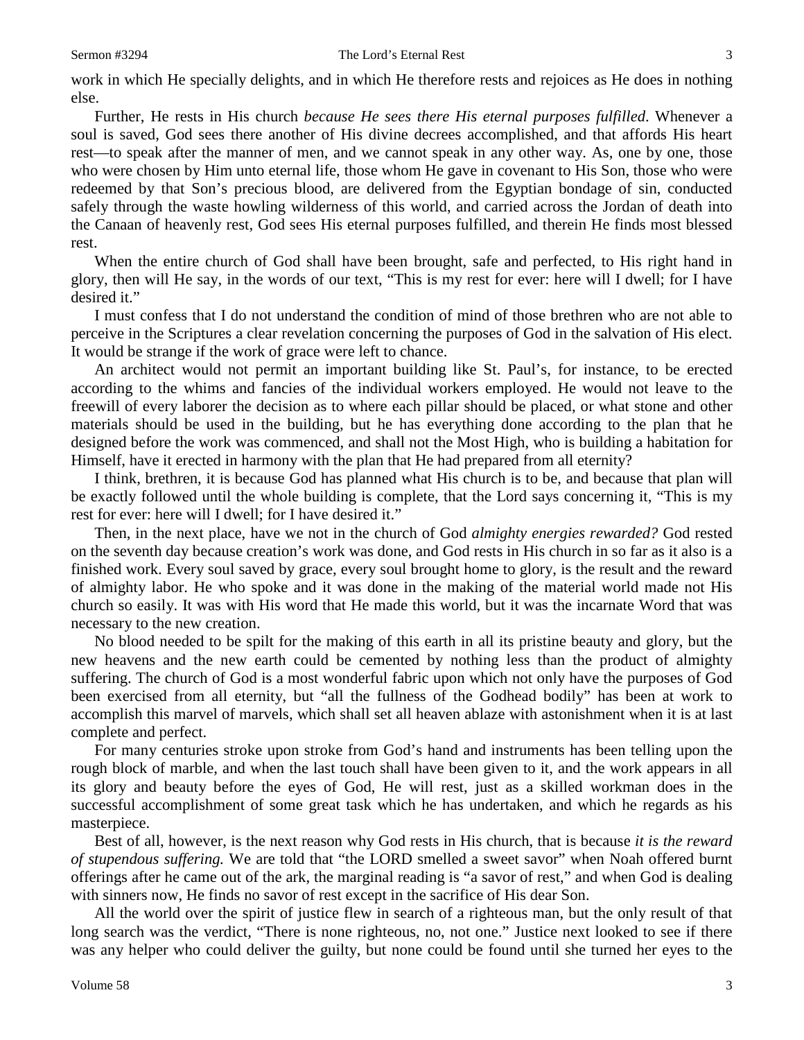work in which He specially delights, and in which He therefore rests and rejoices as He does in nothing else.

Further, He rests in His church *because He sees there His eternal purposes fulfilled*. Whenever a soul is saved, God sees there another of His divine decrees accomplished, and that affords His heart rest—to speak after the manner of men, and we cannot speak in any other way. As, one by one, those who were chosen by Him unto eternal life, those whom He gave in covenant to His Son, those who were redeemed by that Son's precious blood, are delivered from the Egyptian bondage of sin, conducted safely through the waste howling wilderness of this world, and carried across the Jordan of death into the Canaan of heavenly rest, God sees His eternal purposes fulfilled, and therein He finds most blessed rest.

When the entire church of God shall have been brought, safe and perfected, to His right hand in glory, then will He say, in the words of our text, "This is my rest for ever: here will I dwell; for I have desired it."

I must confess that I do not understand the condition of mind of those brethren who are not able to perceive in the Scriptures a clear revelation concerning the purposes of God in the salvation of His elect. It would be strange if the work of grace were left to chance.

An architect would not permit an important building like St. Paul's, for instance, to be erected according to the whims and fancies of the individual workers employed. He would not leave to the freewill of every laborer the decision as to where each pillar should be placed, or what stone and other materials should be used in the building, but he has everything done according to the plan that he designed before the work was commenced, and shall not the Most High, who is building a habitation for Himself, have it erected in harmony with the plan that He had prepared from all eternity?

I think, brethren, it is because God has planned what His church is to be, and because that plan will be exactly followed until the whole building is complete, that the Lord says concerning it, "This is my rest for ever: here will I dwell; for I have desired it."

Then, in the next place, have we not in the church of God *almighty energies rewarded?* God rested on the seventh day because creation's work was done, and God rests in His church in so far as it also is a finished work. Every soul saved by grace, every soul brought home to glory, is the result and the reward of almighty labor. He who spoke and it was done in the making of the material world made not His church so easily. It was with His word that He made this world, but it was the incarnate Word that was necessary to the new creation.

No blood needed to be spilt for the making of this earth in all its pristine beauty and glory, but the new heavens and the new earth could be cemented by nothing less than the product of almighty suffering. The church of God is a most wonderful fabric upon which not only have the purposes of God been exercised from all eternity, but "all the fullness of the Godhead bodily" has been at work to accomplish this marvel of marvels, which shall set all heaven ablaze with astonishment when it is at last complete and perfect.

For many centuries stroke upon stroke from God's hand and instruments has been telling upon the rough block of marble, and when the last touch shall have been given to it, and the work appears in all its glory and beauty before the eyes of God, He will rest, just as a skilled workman does in the successful accomplishment of some great task which he has undertaken, and which he regards as his masterpiece.

Best of all, however, is the next reason why God rests in His church, that is because *it is the reward of stupendous suffering.* We are told that "the LORD smelled a sweet savor" when Noah offered burnt offerings after he came out of the ark, the marginal reading is "a savor of rest," and when God is dealing with sinners now, He finds no savor of rest except in the sacrifice of His dear Son.

All the world over the spirit of justice flew in search of a righteous man, but the only result of that long search was the verdict, "There is none righteous, no, not one." Justice next looked to see if there was any helper who could deliver the guilty, but none could be found until she turned her eyes to the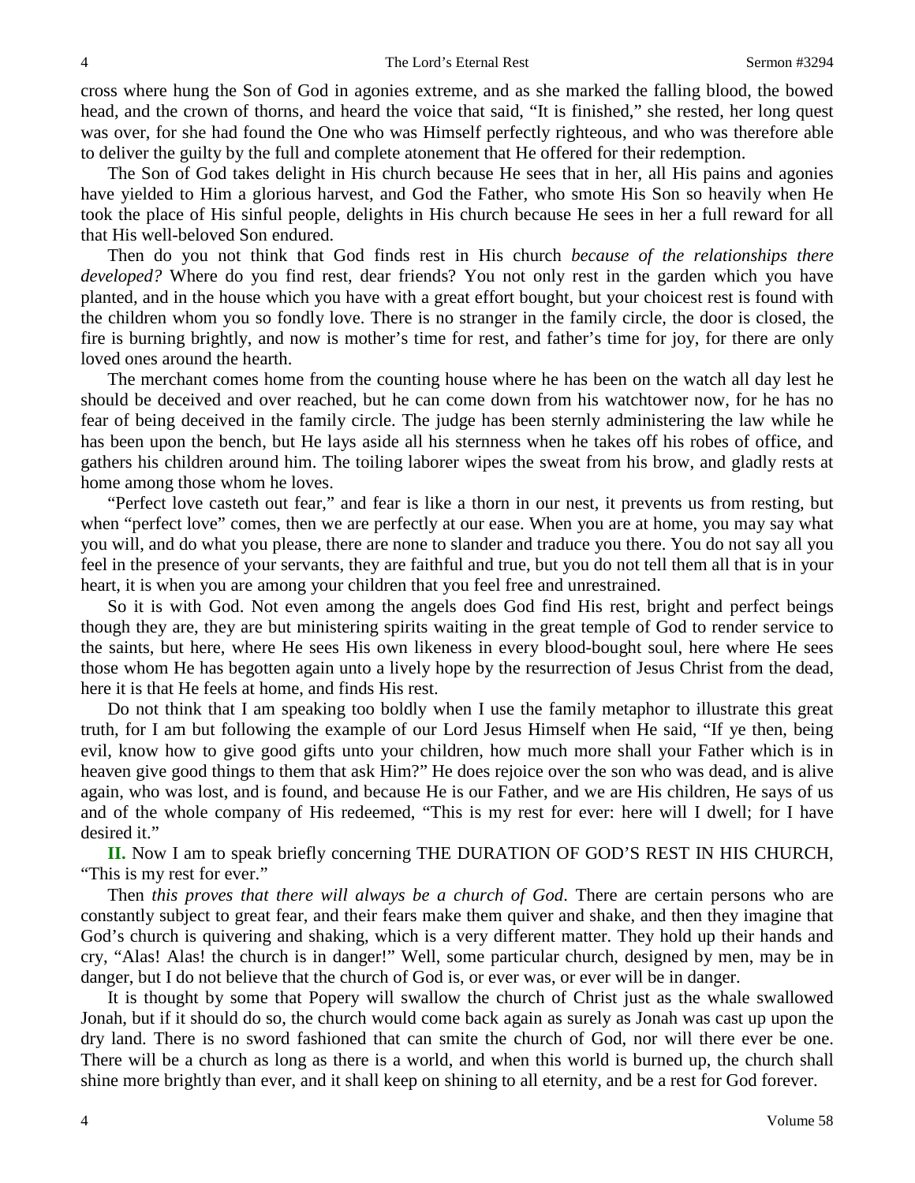cross where hung the Son of God in agonies extreme, and as she marked the falling blood, the bowed head, and the crown of thorns, and heard the voice that said, "It is finished," she rested, her long quest was over, for she had found the One who was Himself perfectly righteous, and who was therefore able to deliver the guilty by the full and complete atonement that He offered for their redemption.

The Son of God takes delight in His church because He sees that in her, all His pains and agonies have yielded to Him a glorious harvest, and God the Father, who smote His Son so heavily when He took the place of His sinful people, delights in His church because He sees in her a full reward for all that His well-beloved Son endured.

Then do you not think that God finds rest in His church *because of the relationships there developed?* Where do you find rest, dear friends? You not only rest in the garden which you have planted, and in the house which you have with a great effort bought, but your choicest rest is found with the children whom you so fondly love. There is no stranger in the family circle, the door is closed, the fire is burning brightly, and now is mother's time for rest, and father's time for joy, for there are only loved ones around the hearth.

The merchant comes home from the counting house where he has been on the watch all day lest he should be deceived and over reached, but he can come down from his watchtower now, for he has no fear of being deceived in the family circle. The judge has been sternly administering the law while he has been upon the bench, but He lays aside all his sternness when he takes off his robes of office, and gathers his children around him. The toiling laborer wipes the sweat from his brow, and gladly rests at home among those whom he loves.

"Perfect love casteth out fear," and fear is like a thorn in our nest, it prevents us from resting, but when "perfect love" comes, then we are perfectly at our ease. When you are at home, you may say what you will, and do what you please, there are none to slander and traduce you there. You do not say all you feel in the presence of your servants, they are faithful and true, but you do not tell them all that is in your heart, it is when you are among your children that you feel free and unrestrained.

So it is with God. Not even among the angels does God find His rest, bright and perfect beings though they are, they are but ministering spirits waiting in the great temple of God to render service to the saints, but here, where He sees His own likeness in every blood-bought soul, here where He sees those whom He has begotten again unto a lively hope by the resurrection of Jesus Christ from the dead, here it is that He feels at home, and finds His rest.

Do not think that I am speaking too boldly when I use the family metaphor to illustrate this great truth, for I am but following the example of our Lord Jesus Himself when He said, "If ye then, being evil, know how to give good gifts unto your children, how much more shall your Father which is in heaven give good things to them that ask Him?" He does rejoice over the son who was dead, and is alive again, who was lost, and is found, and because He is our Father, and we are His children, He says of us and of the whole company of His redeemed, "This is my rest for ever: here will I dwell; for I have desired it."

**II.** Now I am to speak briefly concerning THE DURATION OF GOD'S REST IN HIS CHURCH, "This is my rest for ever."

Then *this proves that there will always be a church of God*. There are certain persons who are constantly subject to great fear, and their fears make them quiver and shake, and then they imagine that God's church is quivering and shaking, which is a very different matter. They hold up their hands and cry, "Alas! Alas! the church is in danger!" Well, some particular church, designed by men, may be in danger, but I do not believe that the church of God is, or ever was, or ever will be in danger.

It is thought by some that Popery will swallow the church of Christ just as the whale swallowed Jonah, but if it should do so, the church would come back again as surely as Jonah was cast up upon the dry land. There is no sword fashioned that can smite the church of God, nor will there ever be one. There will be a church as long as there is a world, and when this world is burned up, the church shall shine more brightly than ever, and it shall keep on shining to all eternity, and be a rest for God forever.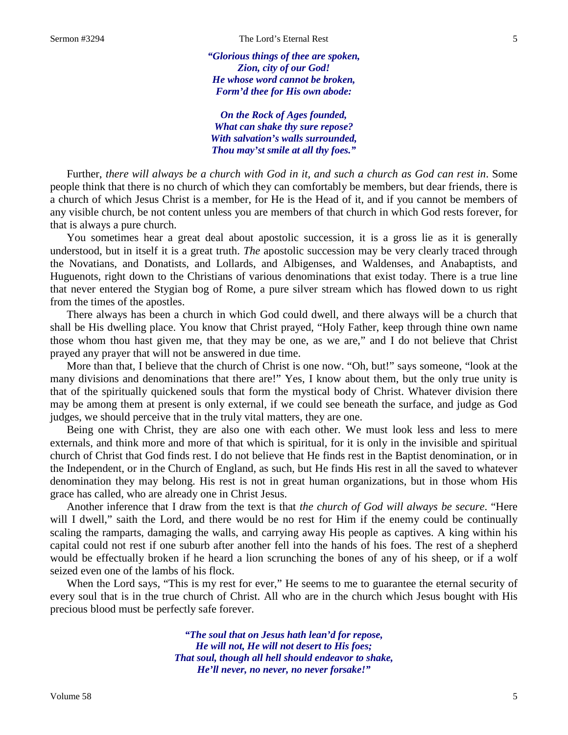*"Glorious things of thee are spoken,*
*Zion, city of our God!*
*He whose word cannot be broken,*
*Form'd thee for His own abode:*

*On the Rock of Ages founded,*
*What can shake thy sure repose?*
*With salvation's walls surrounded,*
*Thou may'st smile at all thy foes."*

Further, *there will always be a church with God in it, and such a church as God can rest in*. Some people think that there is no church of which they can comfortably be members, but dear friends, there is a church of which Jesus Christ is a member, for He is the Head of it, and if you cannot be members of any visible church, be not content unless you are members of that church in which God rests forever, for that is always a pure church.

You sometimes hear a great deal about apostolic succession, it is a gross lie as it is generally understood, but in itself it is a great truth. *The* apostolic succession may be very clearly traced through the Novatians, and Donatists, and Lollards, and Albigenses, and Waldenses, and Anabaptists, and Huguenots, right down to the Christians of various denominations that exist today. There is a true line that never entered the Stygian bog of Rome, a pure silver stream which has flowed down to us right from the times of the apostles.

There always has been a church in which God could dwell, and there always will be a church that shall be His dwelling place. You know that Christ prayed, "Holy Father, keep through thine own name those whom thou hast given me, that they may be one, as we are," and I do not believe that Christ prayed any prayer that will not be answered in due time.

More than that, I believe that the church of Christ is one now. "Oh, but!" says someone, "look at the many divisions and denominations that there are!" Yes, I know about them, but the only true unity is that of the spiritually quickened souls that form the mystical body of Christ. Whatever division there may be among them at present is only external, if we could see beneath the surface, and judge as God judges, we should perceive that in the truly vital matters, they are one.

Being one with Christ, they are also one with each other. We must look less and less to mere externals, and think more and more of that which is spiritual, for it is only in the invisible and spiritual church of Christ that God finds rest. I do not believe that He finds rest in the Baptist denomination, or in the Independent, or in the Church of England, as such, but He finds His rest in all the saved to whatever denomination they may belong. His rest is not in great human organizations, but in those whom His grace has called, who are already one in Christ Jesus.

Another inference that I draw from the text is that *the church of God will always be secure*. "Here will I dwell," saith the Lord, and there would be no rest for Him if the enemy could be continually scaling the ramparts, damaging the walls, and carrying away His people as captives. A king within his capital could not rest if one suburb after another fell into the hands of his foes. The rest of a shepherd would be effectually broken if he heard a lion scrunching the bones of any of his sheep, or if a wolf seized even one of the lambs of his flock.

When the Lord says, "This is my rest for ever," He seems to me to guarantee the eternal security of every soul that is in the true church of Christ. All who are in the church which Jesus bought with His precious blood must be perfectly safe forever.

*"The soul that on Jesus hath lean'd for repose,*
*He will not, He will not desert to His foes;*
*That soul, though all hell should endeavor to shake,*
*He'll never, no never, no never forsake!"*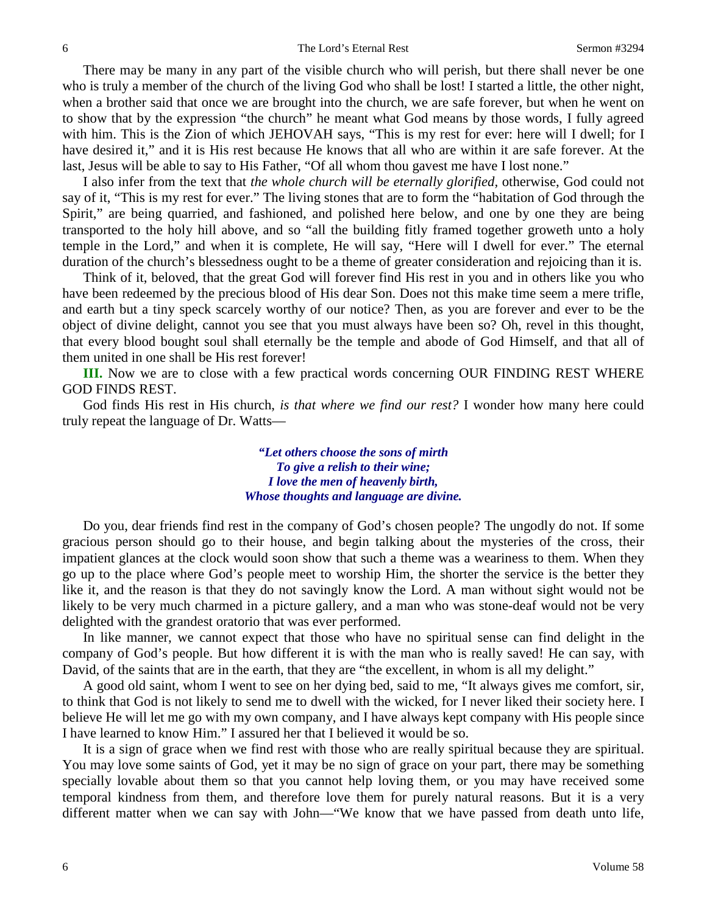There may be many in any part of the visible church who will perish, but there shall never be one who is truly a member of the church of the living God who shall be lost! I started a little, the other night, when a brother said that once we are brought into the church, we are safe forever, but when he went on to show that by the expression "the church" he meant what God means by those words, I fully agreed with him. This is the Zion of which JEHOVAH says, "This is my rest for ever: here will I dwell; for I have desired it," and it is His rest because He knows that all who are within it are safe forever. At the last, Jesus will be able to say to His Father, "Of all whom thou gavest me have I lost none."

I also infer from the text that *the whole church will be eternally glorified*, otherwise, God could not say of it, "This is my rest for ever." The living stones that are to form the "habitation of God through the Spirit," are being quarried, and fashioned, and polished here below, and one by one they are being transported to the holy hill above, and so "all the building fitly framed together groweth unto a holy temple in the Lord," and when it is complete, He will say, "Here will I dwell for ever." The eternal duration of the church's blessedness ought to be a theme of greater consideration and rejoicing than it is.

Think of it, beloved, that the great God will forever find His rest in you and in others like you who have been redeemed by the precious blood of His dear Son. Does not this make time seem a mere trifle, and earth but a tiny speck scarcely worthy of our notice? Then, as you are forever and ever to be the object of divine delight, cannot you see that you must always have been so? Oh, revel in this thought, that every blood bought soul shall eternally be the temple and abode of God Himself, and that all of them united in one shall be His rest forever!

**III.** Now we are to close with a few practical words concerning OUR FINDING REST WHERE GOD FINDS REST.

God finds His rest in His church, *is that where we find our rest?* I wonder how many here could truly repeat the language of Dr. Watts—

> ***"Let others choose the sons of mirth***
> ***To give a relish to their wine;***
> ***I love the men of heavenly birth,***
> ***Whose thoughts and language are divine.***

Do you, dear friends find rest in the company of God's chosen people? The ungodly do not. If some gracious person should go to their house, and begin talking about the mysteries of the cross, their impatient glances at the clock would soon show that such a theme was a weariness to them. When they go up to the place where God's people meet to worship Him, the shorter the service is the better they like it, and the reason is that they do not savingly know the Lord. A man without sight would not be likely to be very much charmed in a picture gallery, and a man who was stone-deaf would not be very delighted with the grandest oratorio that was ever performed.

In like manner, we cannot expect that those who have no spiritual sense can find delight in the company of God's people. But how different it is with the man who is really saved! He can say, with David, of the saints that are in the earth, that they are "the excellent, in whom is all my delight."

A good old saint, whom I went to see on her dying bed, said to me, "It always gives me comfort, sir, to think that God is not likely to send me to dwell with the wicked, for I never liked their society here. I believe He will let me go with my own company, and I have always kept company with His people since I have learned to know Him." I assured her that I believed it would be so.

It is a sign of grace when we find rest with those who are really spiritual because they are spiritual. You may love some saints of God, yet it may be no sign of grace on your part, there may be something specially lovable about them so that you cannot help loving them, or you may have received some temporal kindness from them, and therefore love them for purely natural reasons. But it is a very different matter when we can say with John—"We know that we have passed from death unto life,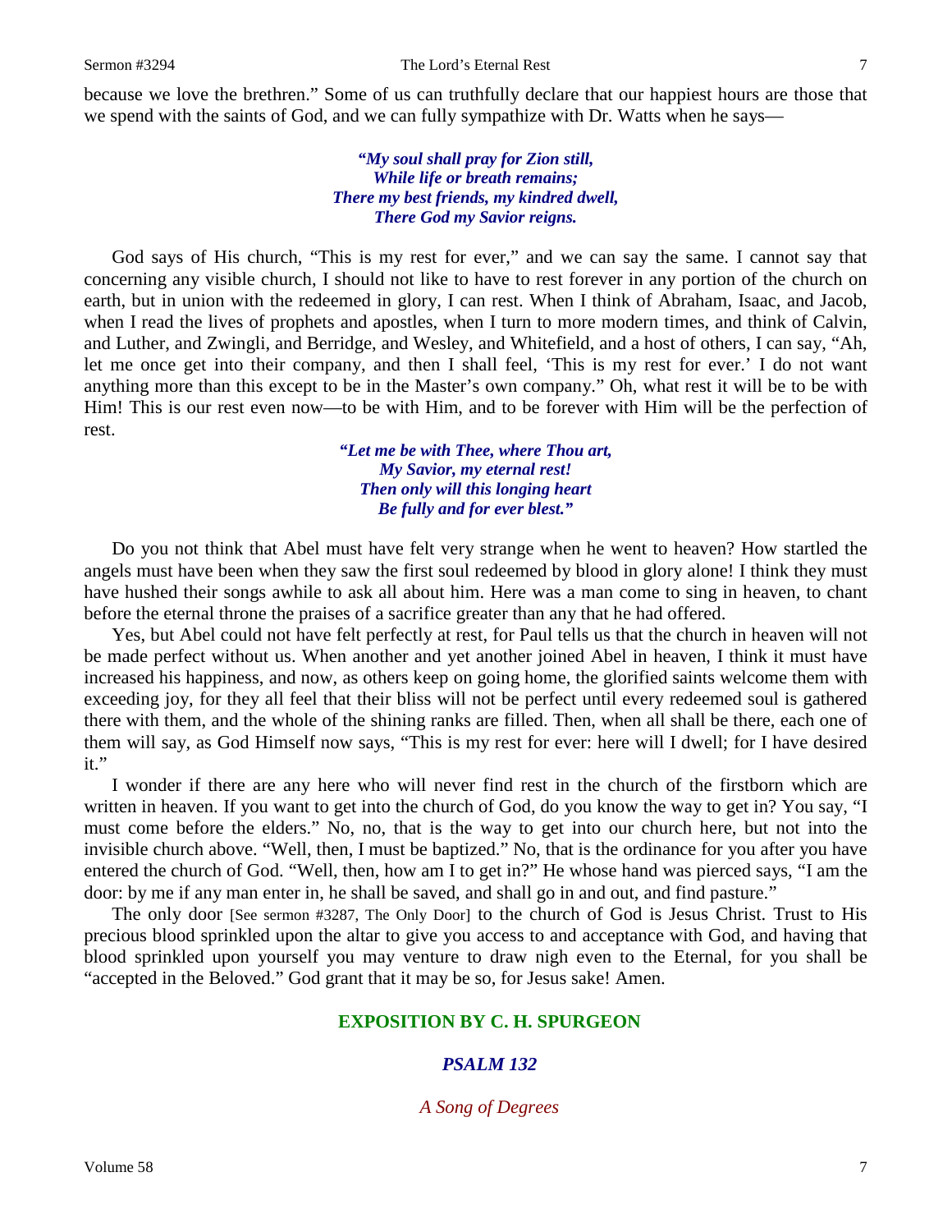because we love the brethren." Some of us can truthfully declare that our happiest hours are those that we spend with the saints of God, and we can fully sympathize with Dr. Watts when he says—

> ***"My soul shall pray for Zion still,***
> ***While life or breath remains;***
> ***There my best friends, my kindred dwell,***
> ***There God my Savior reigns.***

God says of His church, "This is my rest for ever," and we can say the same. I cannot say that concerning any visible church, I should not like to have to rest forever in any portion of the church on earth, but in union with the redeemed in glory, I can rest. When I think of Abraham, Isaac, and Jacob, when I read the lives of prophets and apostles, when I turn to more modern times, and think of Calvin, and Luther, and Zwingli, and Berridge, and Wesley, and Whitefield, and a host of others, I can say, "Ah, let me once get into their company, and then I shall feel, 'This is my rest for ever.' I do not want anything more than this except to be in the Master's own company." Oh, what rest it will be to be with Him! This is our rest even now—to be with Him, and to be forever with Him will be the perfection of rest.

> ***"Let me be with Thee, where Thou art,***
> ***My Savior, my eternal rest!***
> ***Then only will this longing heart***
> ***Be fully and for ever blest."***

Do you not think that Abel must have felt very strange when he went to heaven? How startled the angels must have been when they saw the first soul redeemed by blood in glory alone! I think they must have hushed their songs awhile to ask all about him. Here was a man come to sing in heaven, to chant before the eternal throne the praises of a sacrifice greater than any that he had offered.

Yes, but Abel could not have felt perfectly at rest, for Paul tells us that the church in heaven will not be made perfect without us. When another and yet another joined Abel in heaven, I think it must have increased his happiness, and now, as others keep on going home, the glorified saints welcome them with exceeding joy, for they all feel that their bliss will not be perfect until every redeemed soul is gathered there with them, and the whole of the shining ranks are filled. Then, when all shall be there, each one of them will say, as God Himself now says, "This is my rest for ever: here will I dwell; for I have desired it."

I wonder if there are any here who will never find rest in the church of the firstborn which are written in heaven. If you want to get into the church of God, do you know the way to get in? You say, "I must come before the elders." No, no, that is the way to get into our church here, but not into the invisible church above. "Well, then, I must be baptized." No, that is the ordinance for you after you have entered the church of God. "Well, then, how am I to get in?" He whose hand was pierced says, "I am the door: by me if any man enter in, he shall be saved, and shall go in and out, and find pasture."

The only door [See sermon #3287, The Only Door] to the church of God is Jesus Christ. Trust to His precious blood sprinkled upon the altar to give you access to and acceptance with God, and having that blood sprinkled upon yourself you may venture to draw nigh even to the Eternal, for you shall be "accepted in the Beloved." God grant that it may be so, for Jesus sake! Amen.

## EXPOSITION BY C. H. SPURGEON

### *PSALM 132*

*A Song of Degrees*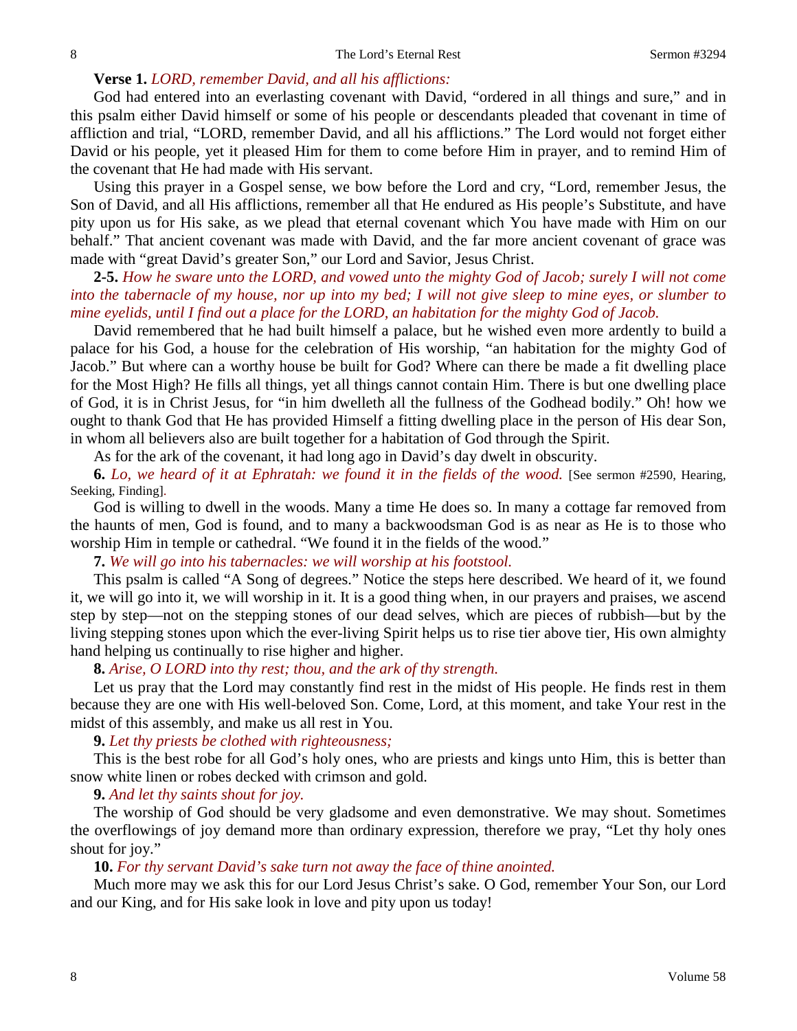**Verse 1.** *LORD, remember David, and all his afflictions:*

God had entered into an everlasting covenant with David, "ordered in all things and sure," and in this psalm either David himself or some of his people or descendants pleaded that covenant in time of affliction and trial, "LORD, remember David, and all his afflictions." The Lord would not forget either David or his people, yet it pleased Him for them to come before Him in prayer, and to remind Him of the covenant that He had made with His servant.

Using this prayer in a Gospel sense, we bow before the Lord and cry, "Lord, remember Jesus, the Son of David, and all His afflictions, remember all that He endured as His people's Substitute, and have pity upon us for His sake, as we plead that eternal covenant which You have made with Him on our behalf." That ancient covenant was made with David, and the far more ancient covenant of grace was made with "great David's greater Son," our Lord and Savior, Jesus Christ.

**2-5.** *How he sware unto the LORD, and vowed unto the mighty God of Jacob; surely I will not come into the tabernacle of my house, nor up into my bed; I will not give sleep to mine eyes, or slumber to mine eyelids, until I find out a place for the LORD, an habitation for the mighty God of Jacob.*

David remembered that he had built himself a palace, but he wished even more ardently to build a palace for his God, a house for the celebration of His worship, "an habitation for the mighty God of Jacob." But where can a worthy house be built for God? Where can there be made a fit dwelling place for the Most High? He fills all things, yet all things cannot contain Him. There is but one dwelling place of God, it is in Christ Jesus, for "in him dwelleth all the fullness of the Godhead bodily." Oh! how we ought to thank God that He has provided Himself a fitting dwelling place in the person of His dear Son, in whom all believers also are built together for a habitation of God through the Spirit.

As for the ark of the covenant, it had long ago in David's day dwelt in obscurity.

**6.** *Lo, we heard of it at Ephratah: we found it in the fields of the wood.* [See sermon #2590, Hearing, Seeking, Finding].

God is willing to dwell in the woods. Many a time He does so. In many a cottage far removed from the haunts of men, God is found, and to many a backwoodsman God is as near as He is to those who worship Him in temple or cathedral. "We found it in the fields of the wood."

**7.** *We will go into his tabernacles: we will worship at his footstool.*

This psalm is called "A Song of degrees." Notice the steps here described. We heard of it, we found it, we will go into it, we will worship in it. It is a good thing when, in our prayers and praises, we ascend step by step—not on the stepping stones of our dead selves, which are pieces of rubbish—but by the living stepping stones upon which the ever-living Spirit helps us to rise tier above tier, His own almighty hand helping us continually to rise higher and higher.

**8.** *Arise, O LORD into thy rest; thou, and the ark of thy strength.*

Let us pray that the Lord may constantly find rest in the midst of His people. He finds rest in them because they are one with His well-beloved Son. Come, Lord, at this moment, and take Your rest in the midst of this assembly, and make us all rest in You.

**9.** *Let thy priests be clothed with righteousness;*

This is the best robe for all God's holy ones, who are priests and kings unto Him, this is better than snow white linen or robes decked with crimson and gold.

**9.** *And let thy saints shout for joy.*

The worship of God should be very gladsome and even demonstrative. We may shout. Sometimes the overflowings of joy demand more than ordinary expression, therefore we pray, "Let thy holy ones shout for joy."

**10.** *For thy servant David's sake turn not away the face of thine anointed.*

Much more may we ask this for our Lord Jesus Christ's sake. O God, remember Your Son, our Lord and our King, and for His sake look in love and pity upon us today!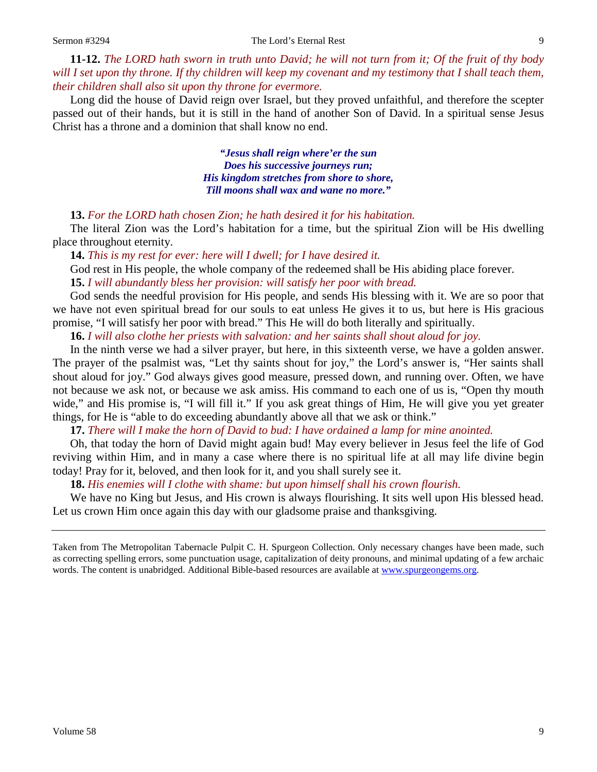**11-12.** *The LORD hath sworn in truth unto David; he will not turn from it; Of the fruit of thy body will I set upon thy throne. If thy children will keep my covenant and my testimony that I shall teach them, their children shall also sit upon thy throne for evermore.*

Long did the house of David reign over Israel, but they proved unfaithful, and therefore the scepter passed out of their hands, but it is still in the hand of another Son of David. In a spiritual sense Jesus Christ has a throne and a dominion that shall know no end.

> ***"Jesus shall reign where'er the sun***
> ***Does his successive journeys run;***
> ***His kingdom stretches from shore to shore,***
> ***Till moons shall wax and wane no more."***

**13.** *For the LORD hath chosen Zion; he hath desired it for his habitation.*

The literal Zion was the Lord's habitation for a time, but the spiritual Zion will be His dwelling place throughout eternity.

**14.** *This is my rest for ever: here will I dwell; for I have desired it.*

God rest in His people, the whole company of the redeemed shall be His abiding place forever.

**15.** *I will abundantly bless her provision: will satisfy her poor with bread.*

God sends the needful provision for His people, and sends His blessing with it. We are so poor that we have not even spiritual bread for our souls to eat unless He gives it to us, but here is His gracious promise, "I will satisfy her poor with bread." This He will do both literally and spiritually.

**16.** *I will also clothe her priests with salvation: and her saints shall shout aloud for joy.*

In the ninth verse we had a silver prayer, but here, in this sixteenth verse, we have a golden answer. The prayer of the psalmist was, "Let thy saints shout for joy," the Lord's answer is, "Her saints shall shout aloud for joy." God always gives good measure, pressed down, and running over. Often, we have not because we ask not, or because we ask amiss. His command to each one of us is, "Open thy mouth wide," and His promise is, "I will fill it." If you ask great things of Him, He will give you yet greater things, for He is "able to do exceeding abundantly above all that we ask or think."

**17.** *There will I make the horn of David to bud: I have ordained a lamp for mine anointed.*

Oh, that today the horn of David might again bud! May every believer in Jesus feel the life of God reviving within Him, and in many a case where there is no spiritual life at all may life divine begin today! Pray for it, beloved, and then look for it, and you shall surely see it.

**18.** *His enemies will I clothe with shame: but upon himself shall his crown flourish.*

We have no King but Jesus, and His crown is always flourishing. It sits well upon His blessed head. Let us crown Him once again this day with our gladsome praise and thanksgiving.

---

Taken from The Metropolitan Tabernacle Pulpit C. H. Spurgeon Collection. Only necessary changes have been made, such as correcting spelling errors, some punctuation usage, capitalization of deity pronouns, and minimal updating of a few archaic words. The content is unabridged. Additional Bible-based resources are available at www.spurgeongems.org.